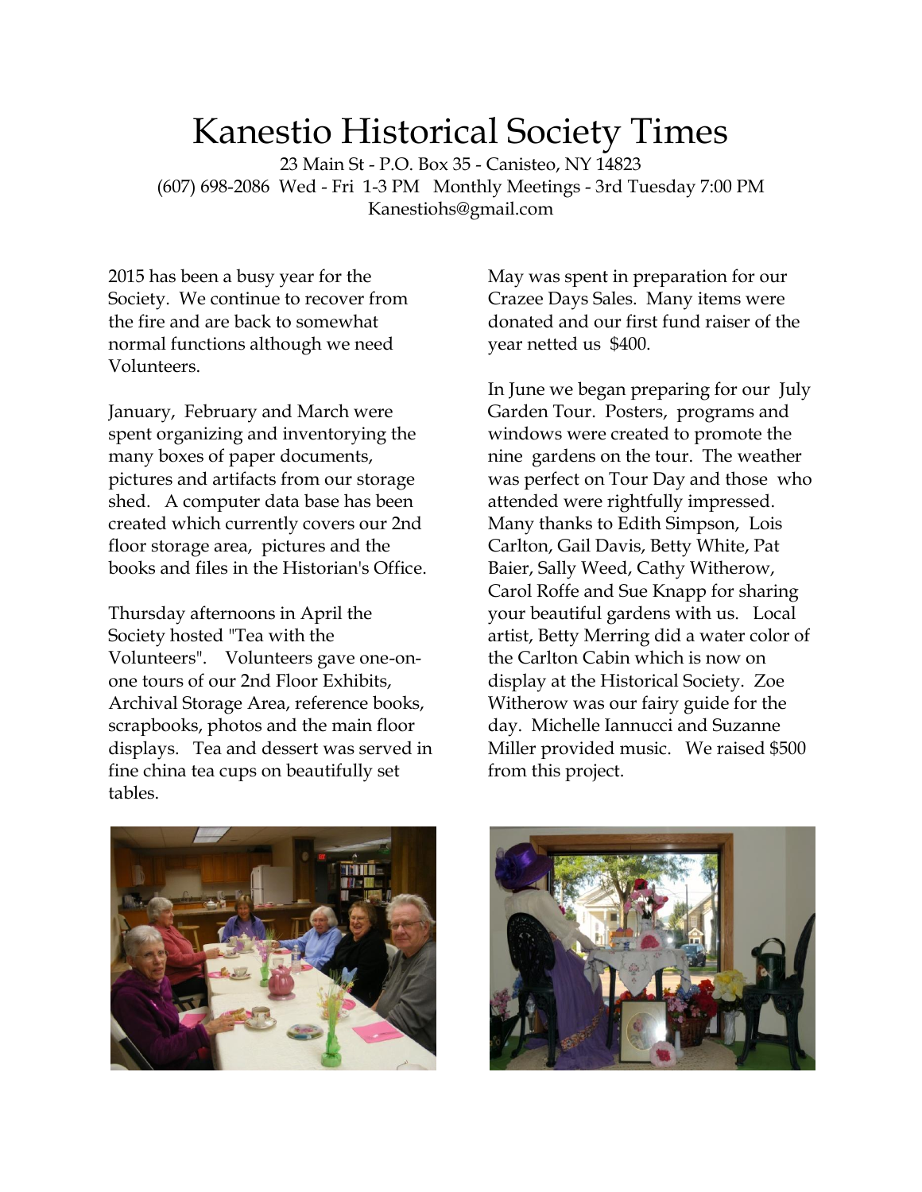# Kanestio Historical Society Times

23 Main St - P.O. Box 35 - Canisteo, NY 14823
(607) 698-2086 Wed - Fri 1-3 PM Monthly Meetings - 3rd Tuesday 7:00 PM
Kanestiohs@gmail.com

2015 has been a busy year for the Society. We continue to recover from the fire and are back to somewhat normal functions although we need Volunteers.

January, February and March were spent organizing and inventorying the many boxes of paper documents, pictures and artifacts from our storage shed. A computer data base has been created which currently covers our 2nd floor storage area, pictures and the books and files in the Historian's Office.

Thursday afternoons in April the Society hosted "Tea with the Volunteers". Volunteers gave one-on-one tours of our 2nd Floor Exhibits, Archival Storage Area, reference books, scrapbooks, photos and the main floor displays. Tea and dessert was served in fine china tea cups on beautifully set tables.

May was spent in preparation for our Crazee Days Sales. Many items were donated and our first fund raiser of the year netted us $400.

In June we began preparing for our July Garden Tour. Posters, programs and windows were created to promote the nine gardens on the tour. The weather was perfect on Tour Day and those who attended were rightfully impressed. Many thanks to Edith Simpson, Lois Carlton, Gail Davis, Betty White, Pat Baier, Sally Weed, Cathy Witherow, Carol Roffe and Sue Knapp for sharing your beautiful gardens with us. Local artist, Betty Merring did a water color of the Carlton Cabin which is now on display at the Historical Society. Zoe Witherow was our fairy guide for the day. Michelle Iannucci and Suzanne Miller provided music. We raised $500 from this project.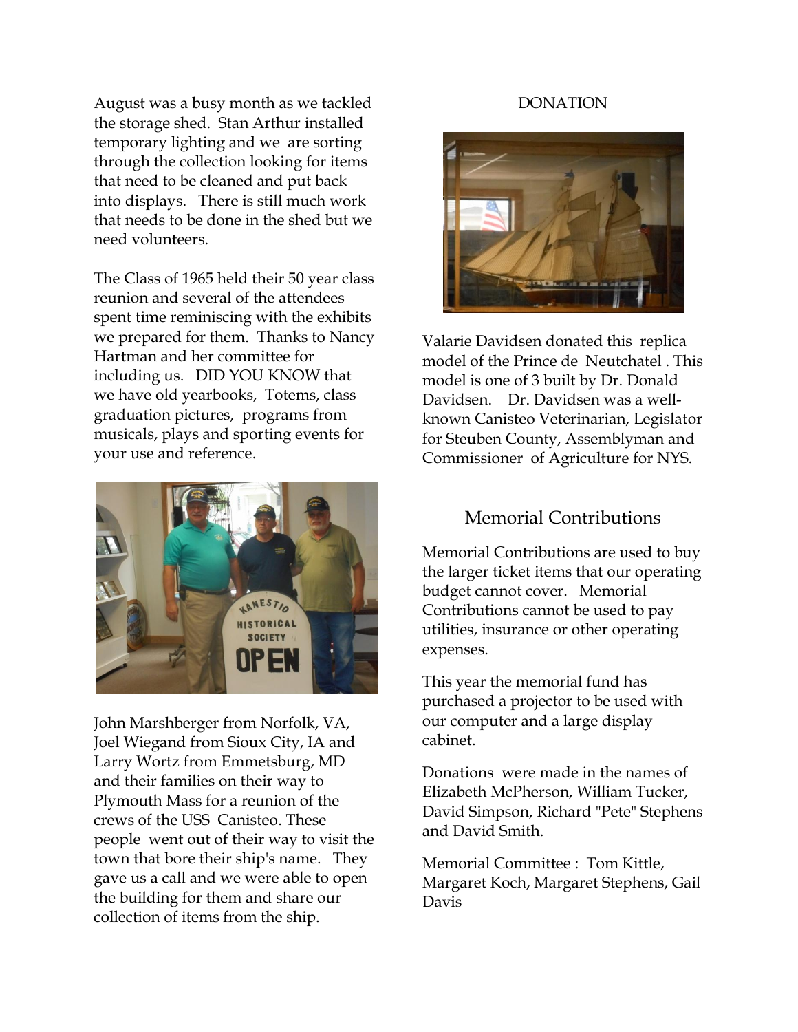August was a busy month as we tackled the storage shed. Stan Arthur installed temporary lighting and we are sorting through the collection looking for items that need to be cleaned and put back into displays. There is still much work that needs to be done in the shed but we need volunteers.

The Class of 1965 held their 50 year class reunion and several of the attendees spent time reminiscing with the exhibits we prepared for them. Thanks to Nancy Hartman and her committee for including us. DID YOU KNOW that we have old yearbooks, Totems, class graduation pictures, programs from musicals, plays and sporting events for your use and reference.

John Marshberger from Norfolk, VA, Joel Wiegand from Sioux City, IA and Larry Wortz from Emmetsburg, MD and their families on their way to Plymouth Mass for a reunion of the crews of the USS Canisteo. These people went out of their way to visit the town that bore their ship's name. They gave us a call and we were able to open the building for them and share our collection of items from the ship.

DONATION

Valarie Davidsen donated this replica model of the Prince de Neutchatel . This model is one of 3 built by Dr. Donald Davidsen. Dr. Davidsen was a well-known Canisteo Veterinarian, Legislator for Steuben County, Assemblyman and Commissioner of Agriculture for NYS.

## Memorial Contributions

Memorial Contributions are used to buy the larger ticket items that our operating budget cannot cover. Memorial Contributions cannot be used to pay utilities, insurance or other operating expenses.

This year the memorial fund has purchased a projector to be used with our computer and a large display cabinet.

Donations were made in the names of Elizabeth McPherson, William Tucker, David Simpson, Richard "Pete" Stephens and David Smith.

Memorial Committee : Tom Kittle, Margaret Koch, Margaret Stephens, Gail Davis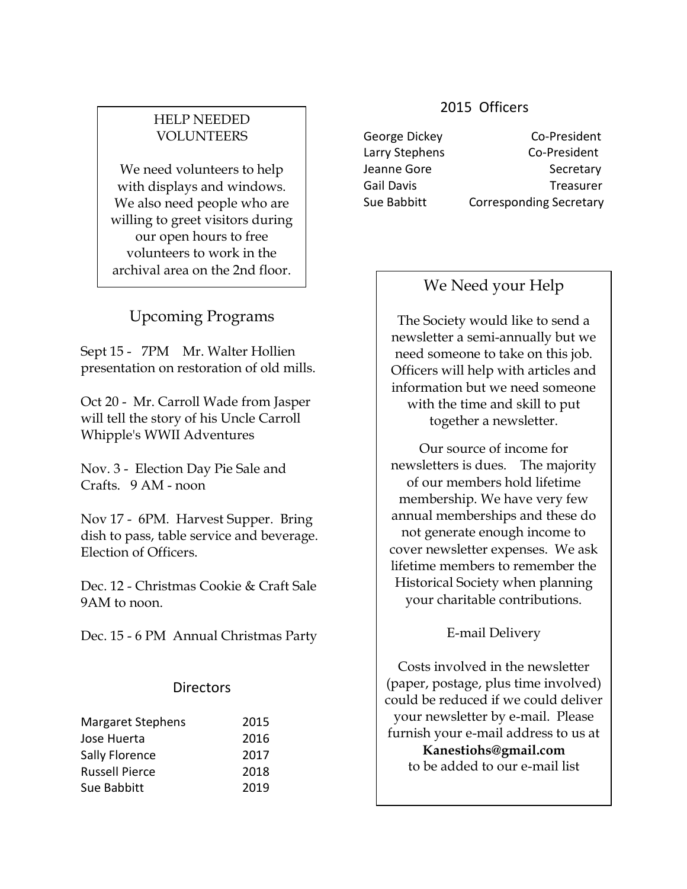## HELP NEEDED
## VOLUNTEERS

We need volunteers to help with displays and windows. We also need people who are willing to greet visitors during our open hours to free volunteers to work in the archival area on the 2nd floor.

## Upcoming Programs

Sept 15 - 7PM Mr. Walter Hollien presentation on restoration of old mills.

Oct 20 - Mr. Carroll Wade from Jasper will tell the story of his Uncle Carroll Whipple's WWII Adventures

Nov. 3 - Election Day Pie Sale and Crafts. 9 AM - noon

Nov 17 - 6PM. Harvest Supper. Bring dish to pass, table service and beverage. Election of Officers.

Dec. 12 - Christmas Cookie & Craft Sale 9AM to noon.

Dec. 15 - 6 PM Annual Christmas Party

## Directors

| | |
|---|---|
| Margaret Stephens | 2015 |
| Jose Huerta | 2016 |
| Sally Florence | 2017 |
| Russell Pierce | 2018 |
| Sue Babbitt | 2019 |

## 2015 Officers

| | |
|---|---|
| George Dickey | Co-President |
| Larry Stephens | Co-President |
| Jeanne Gore | Secretary |
| Gail Davis | Treasurer |
| Sue Babbitt | Corresponding Secretary |

## We Need your Help

The Society would like to send a newsletter a semi-annually but we need someone to take on this job. Officers will help with articles and information but we need someone with the time and skill to put together a newsletter.

Our source of income for newsletters is dues. The majority of our members hold lifetime membership. We have very few annual memberships and these do not generate enough income to cover newsletter expenses. We ask lifetime members to remember the Historical Society when planning your charitable contributions.

### E-mail Delivery

Costs involved in the newsletter (paper, postage, plus time involved) could be reduced if we could deliver your newsletter by e-mail. Please furnish your e-mail address to us at **Kanestiohs@gmail.com** to be added to our e-mail list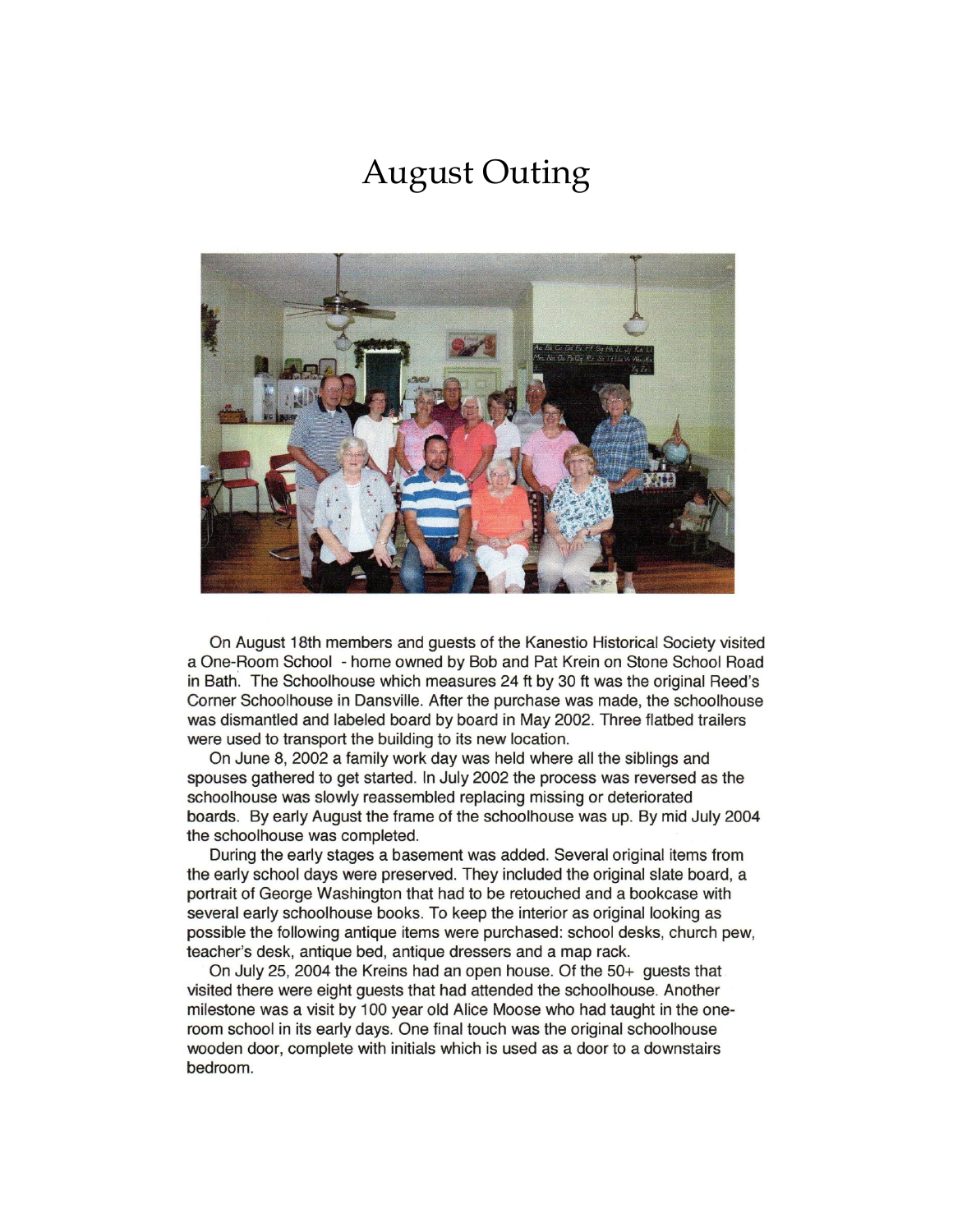# August Outing

On August 18th members and guests of the Kanestio Historical Society visited a One-Room School - home owned by Bob and Pat Krein on Stone School Road in Bath. The Schoolhouse which measures 24 ft by 30 ft was the original Reed's Corner Schoolhouse in Dansville. After the purchase was made, the schoolhouse was dismantled and labeled board by board in May 2002. Three flatbed trailers were used to transport the building to its new location.

On June 8, 2002 a family work day was held where all the siblings and spouses gathered to get started. In July 2002 the process was reversed as the schoolhouse was slowly reassembled replacing missing or deteriorated boards. By early August the frame of the schoolhouse was up. By mid July 2004 the schoolhouse was completed.

During the early stages a basement was added. Several original items from the early school days were preserved. They included the original slate board, a portrait of George Washington that had to be retouched and a bookcase with several early schoolhouse books. To keep the interior as original looking as possible the following antique items were purchased: school desks, church pew, teacher's desk, antique bed, antique dressers and a map rack.

On July 25, 2004 the Kreins had an open house. Of the 50+ guests that visited there were eight guests that had attended the schoolhouse. Another milestone was a visit by 100 year old Alice Moose who had taught in the one-room school in its early days. One final touch was the original schoolhouse wooden door, complete with initials which is used as a door to a downstairs bedroom.